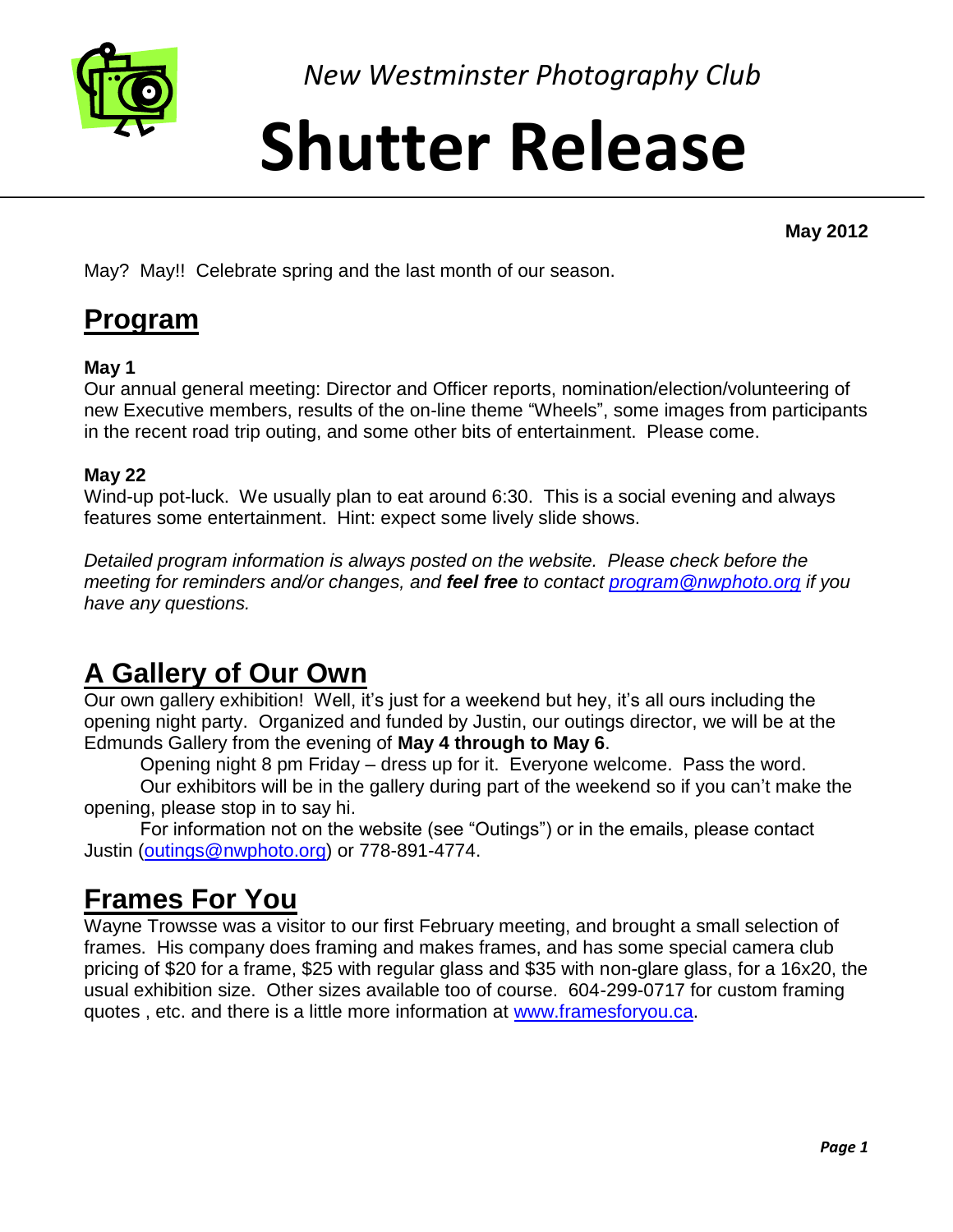*New Westminster Photography Club*

# Shutter Release

**May 2012**

May? May!! Celebrate spring and the last month of our season.

## Program

**May 1**
Our annual general meeting: Director and Officer reports, nomination/election/volunteering of new Executive members, results of the on-line theme "Wheels", some images from participants in the recent road trip outing, and some other bits of entertainment. Please come.

**May 22**
Wind-up pot-luck. We usually plan to eat around 6:30. This is a social evening and always features some entertainment. Hint: expect some lively slide shows.

*Detailed program information is always posted on the website. Please check before the meeting for reminders and/or changes, and* ***feel free*** *to contact [program@nwphoto.org](mailto:program@nwphoto.org) if you have any questions.*

## A Gallery of Our Own

Our own gallery exhibition! Well, it's just for a weekend but hey, it's all ours including the opening night party. Organized and funded by Justin, our outings director, we will be at the Edmunds Gallery from the evening of **May 4 through to May 6**.

Opening night 8 pm Friday – dress up for it. Everyone welcome. Pass the word.

Our exhibitors will be in the gallery during part of the weekend so if you can't make the opening, please stop in to say hi.

For information not on the website (see "Outings") or in the emails, please contact Justin ([outings@nwphoto.org](mailto:outings@nwphoto.org)) or 778-891-4774.

## Frames For You

Wayne Trowsse was a visitor to our first February meeting, and brought a small selection of frames. His company does framing and makes frames, and has some special camera club pricing of $20 for a frame, $25 with regular glass and $35 with non-glare glass, for a 16x20, the usual exhibition size. Other sizes available too of course. 604-299-0717 for custom framing quotes , etc. and there is a little more information at [www.framesforyou.ca](http://www.framesforyou.ca).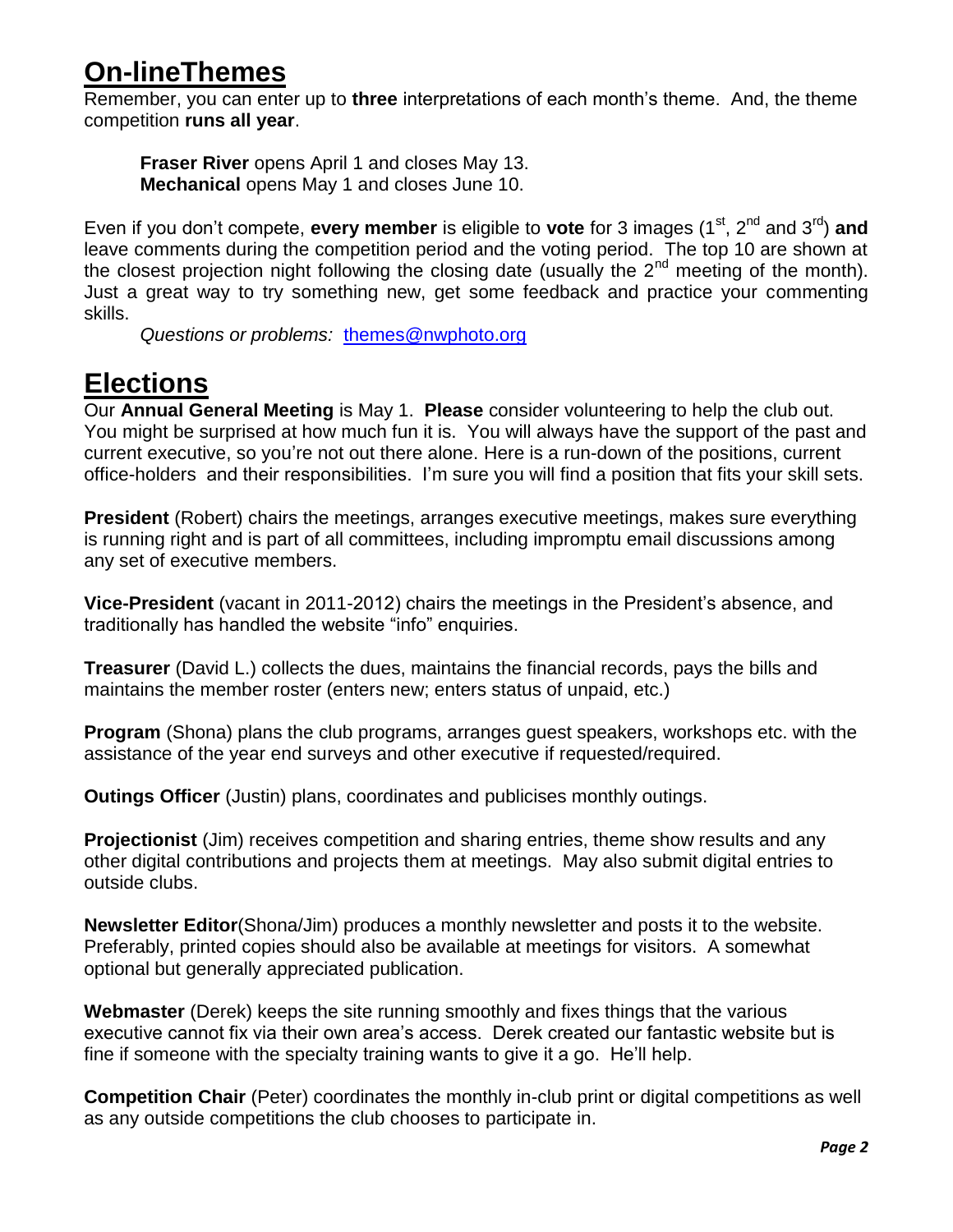# On-lineThemes

Remember, you can enter up to **three** interpretations of each month's theme. And, the theme competition **runs all year**.

> **Fraser River** opens April 1 and closes May 13.
> **Mechanical** opens May 1 and closes June 10.

Even if you don't compete, **every member** is eligible to **vote** for 3 images (1st, 2nd and 3rd) **and** leave comments during the competition period and the voting period. The top 10 are shown at the closest projection night following the closing date (usually the 2nd meeting of the month). Just a great way to try something new, get some feedback and practice your commenting skills.

> *Questions or problems:* themes@nwphoto.org

# Elections

Our **Annual General Meeting** is May 1. **Please** consider volunteering to help the club out. You might be surprised at how much fun it is. You will always have the support of the past and current executive, so you're not out there alone. Here is a run-down of the positions, current office-holders and their responsibilities. I'm sure you will find a position that fits your skill sets.

**President** (Robert) chairs the meetings, arranges executive meetings, makes sure everything is running right and is part of all committees, including impromptu email discussions among any set of executive members.

**Vice-President** (vacant in 2011-2012) chairs the meetings in the President's absence, and traditionally has handled the website "info" enquiries.

**Treasurer** (David L.) collects the dues, maintains the financial records, pays the bills and maintains the member roster (enters new; enters status of unpaid, etc.)

**Program** (Shona) plans the club programs, arranges guest speakers, workshops etc. with the assistance of the year end surveys and other executive if requested/required.

**Outings Officer** (Justin) plans, coordinates and publicises monthly outings.

**Projectionist** (Jim) receives competition and sharing entries, theme show results and any other digital contributions and projects them at meetings. May also submit digital entries to outside clubs.

**Newsletter Editor**(Shona/Jim) produces a monthly newsletter and posts it to the website. Preferably, printed copies should also be available at meetings for visitors. A somewhat optional but generally appreciated publication.

**Webmaster** (Derek) keeps the site running smoothly and fixes things that the various executive cannot fix via their own area's access. Derek created our fantastic website but is fine if someone with the specialty training wants to give it a go. He'll help.

**Competition Chair** (Peter) coordinates the monthly in-club print or digital competitions as well as any outside competitions the club chooses to participate in.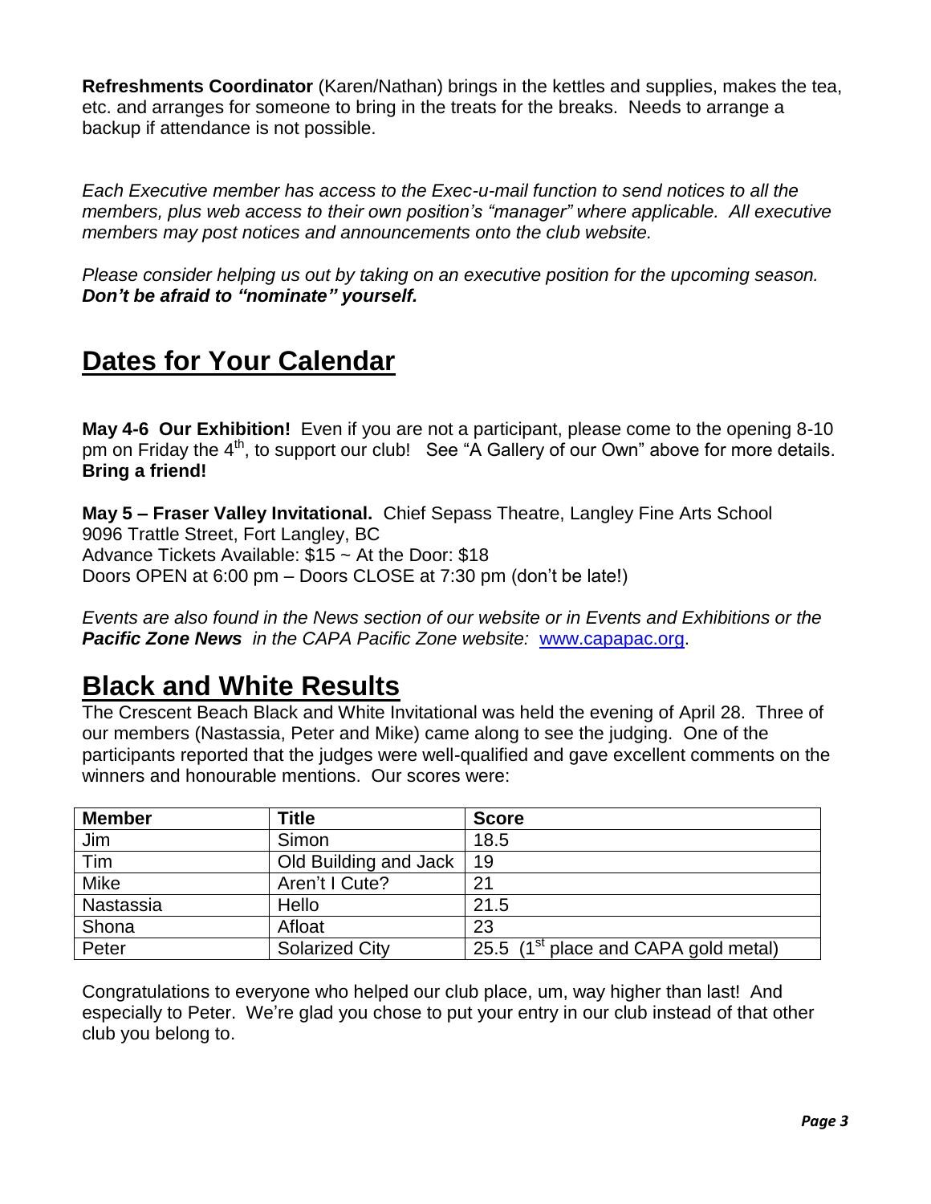**Refreshments Coordinator** (Karen/Nathan) brings in the kettles and supplies, makes the tea, etc. and arranges for someone to bring in the treats for the breaks. Needs to arrange a backup if attendance is not possible.

*Each Executive member has access to the Exec-u-mail function to send notices to all the members, plus web access to their own position's "manager" where applicable. All executive members may post notices and announcements onto the club website.*

*Please consider helping us out by taking on an executive position for the upcoming season.* ***Don't be afraid to "nominate" yourself.***

# Dates for Your Calendar

**May 4-6 Our Exhibition!** Even if you are not a participant, please come to the opening 8-10 pm on Friday the 4th, to support our club! See "A Gallery of our Own" above for more details. **Bring a friend!**

**May 5 – Fraser Valley Invitational.** Chief Sepass Theatre, Langley Fine Arts School
9096 Trattle Street, Fort Langley, BC
Advance Tickets Available: $15 ~ At the Door: $18
Doors OPEN at 6:00 pm – Doors CLOSE at 7:30 pm (don't be late!)

*Events are also found in the News section of our website or in Events and Exhibitions or the* ***Pacific Zone News*** *in the CAPA Pacific Zone website:* www.capapac.org.

# Black and White Results

The Crescent Beach Black and White Invitational was held the evening of April 28. Three of our members (Nastassia, Peter and Mike) came along to see the judging. One of the participants reported that the judges were well-qualified and gave excellent comments on the winners and honourable mentions. Our scores were:

| Member | Title | Score |
|---|---|---|
| Jim | Simon | 18.5 |
| Tim | Old Building and Jack | 19 |
| Mike | Aren't I Cute? | 21 |
| Nastassia | Hello | 21.5 |
| Shona | Afloat | 23 |
| Peter | Solarized City | 25.5 (1st place and CAPA gold metal) |

Congratulations to everyone who helped our club place, um, way higher than last! And especially to Peter. We're glad you chose to put your entry in our club instead of that other club you belong to.